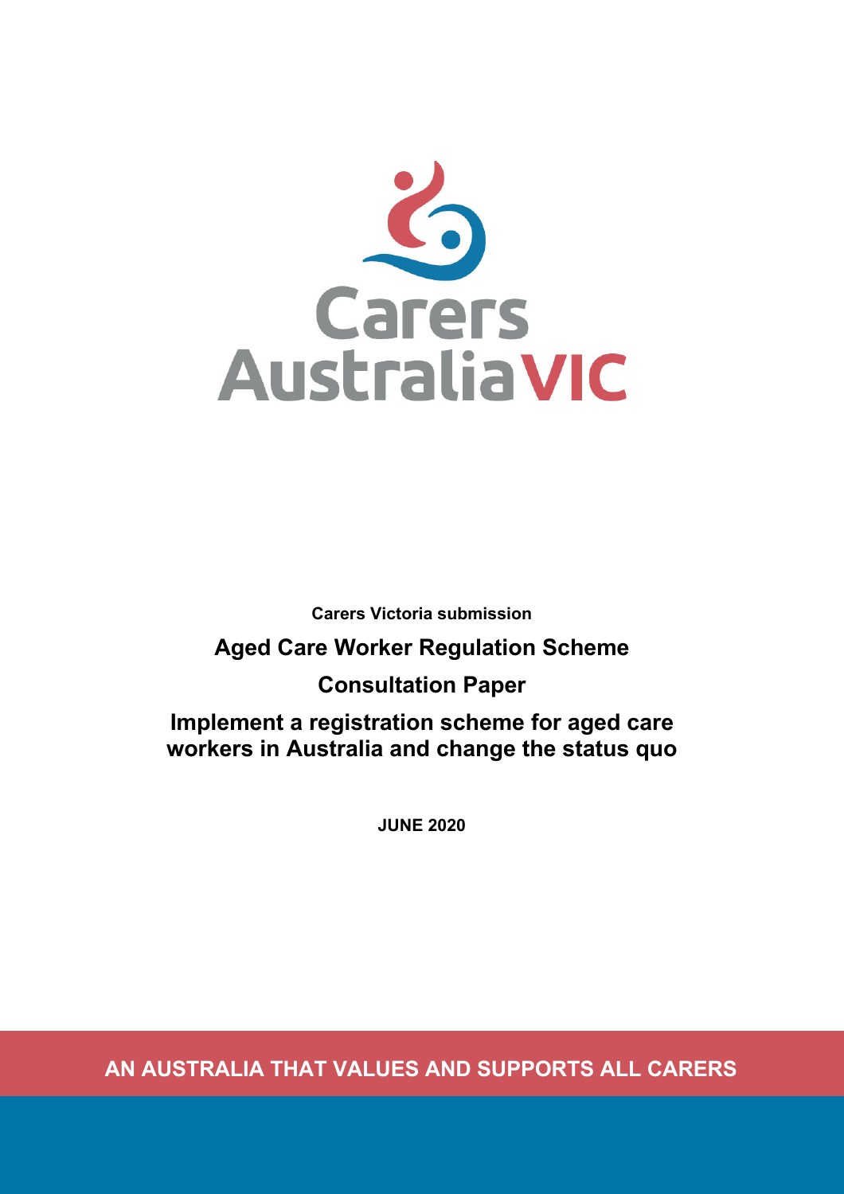Carers Australia VIC

**Carers Victoria submission**

# Aged Care Worker Regulation Scheme

## Consultation Paper

## Implement a registration scheme for aged care workers in Australia and change the status quo

**JUNE 2020**

**AN AUSTRALIA THAT VALUES AND SUPPORTS ALL CARERS**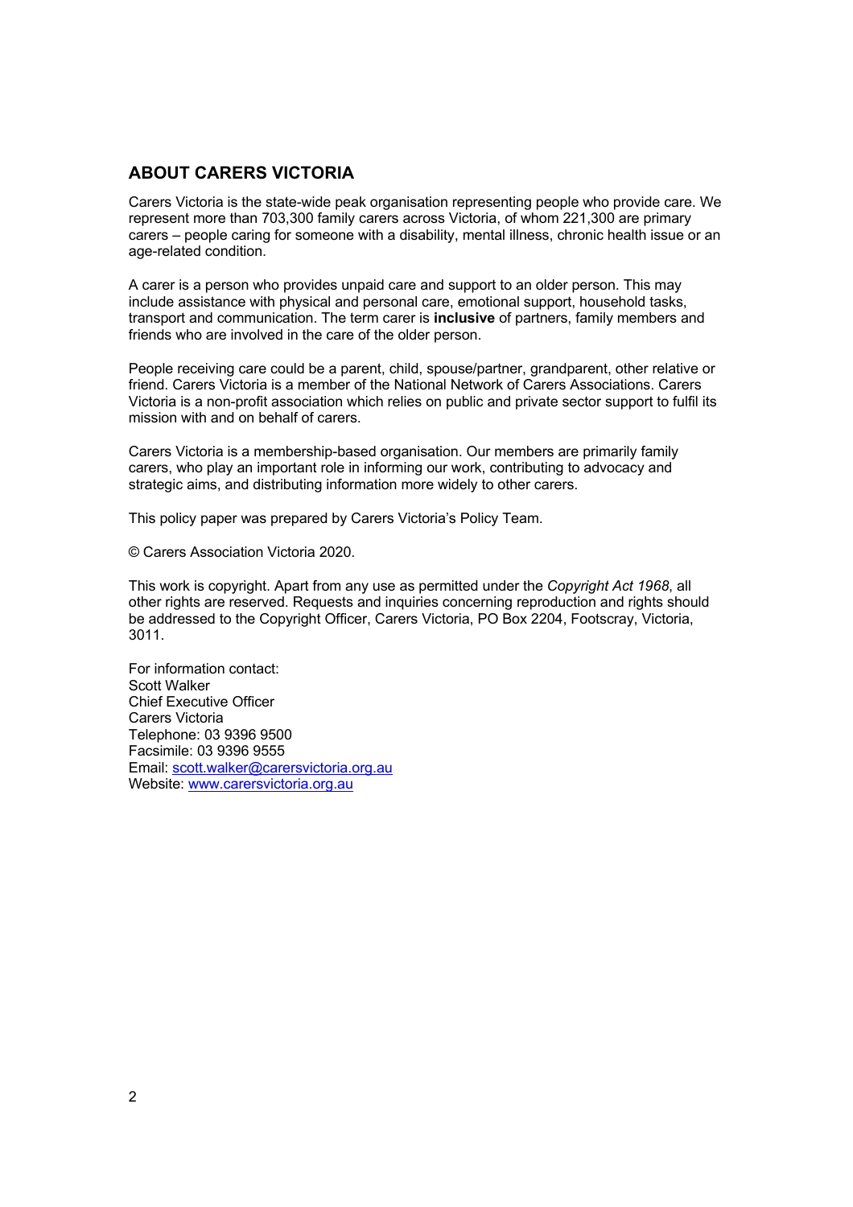## ABOUT CARERS VICTORIA

Carers Victoria is the state-wide peak organisation representing people who provide care. We represent more than 703,300 family carers across Victoria, of whom 221,300 are primary carers – people caring for someone with a disability, mental illness, chronic health issue or an age-related condition.

A carer is a person who provides unpaid care and support to an older person. This may include assistance with physical and personal care, emotional support, household tasks, transport and communication. The term carer is **inclusive** of partners, family members and friends who are involved in the care of the older person.

People receiving care could be a parent, child, spouse/partner, grandparent, other relative or friend. Carers Victoria is a member of the National Network of Carers Associations. Carers Victoria is a non-profit association which relies on public and private sector support to fulfil its mission with and on behalf of carers.

Carers Victoria is a membership-based organisation. Our members are primarily family carers, who play an important role in informing our work, contributing to advocacy and strategic aims, and distributing information more widely to other carers.

This policy paper was prepared by Carers Victoria's Policy Team.

© Carers Association Victoria 2020.

This work is copyright. Apart from any use as permitted under the *Copyright Act 1968*, all other rights are reserved. Requests and inquiries concerning reproduction and rights should be addressed to the Copyright Officer, Carers Victoria, PO Box 2204, Footscray, Victoria, 3011.

For information contact:
Scott Walker
Chief Executive Officer
Carers Victoria
Telephone: 03 9396 9500
Facsimile: 03 9396 9555
Email: [scott.walker@carersvictoria.org.au](mailto:scott.walker@carersvictoria.org.au)
Website: [www.carersvictoria.org.au](http://www.carersvictoria.org.au)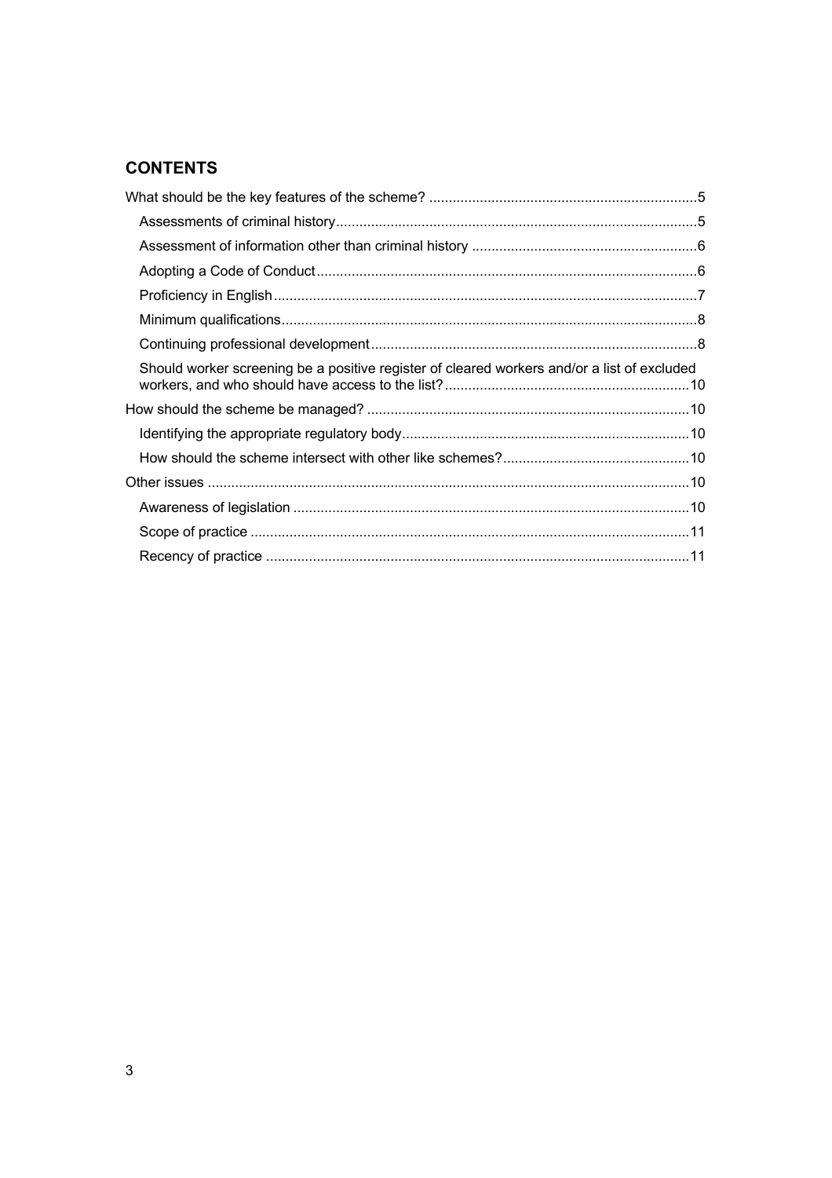## CONTENTS

What should be the key features of the scheme? ....................................................................5

- Assessments of criminal history............................................................................................5
- Assessment of information other than criminal history ..........................................................6
- Adopting a Code of Conduct.................................................................................................6
- Proficiency in English............................................................................................................7
- Minimum qualifications..........................................................................................................8
- Continuing professional development...................................................................................8
- Should worker screening be a positive register of cleared workers and/or a list of excluded workers, and who should have access to the list?..............................................................10

How should the scheme be managed? ..................................................................................10

- Identifying the appropriate regulatory body..........................................................................10
- How should the scheme intersect with other like schemes?................................................10

Other issues ...........................................................................................................................10

- Awareness of legislation .....................................................................................................10
- Scope of practice ................................................................................................................11
- Recency of practice ............................................................................................................11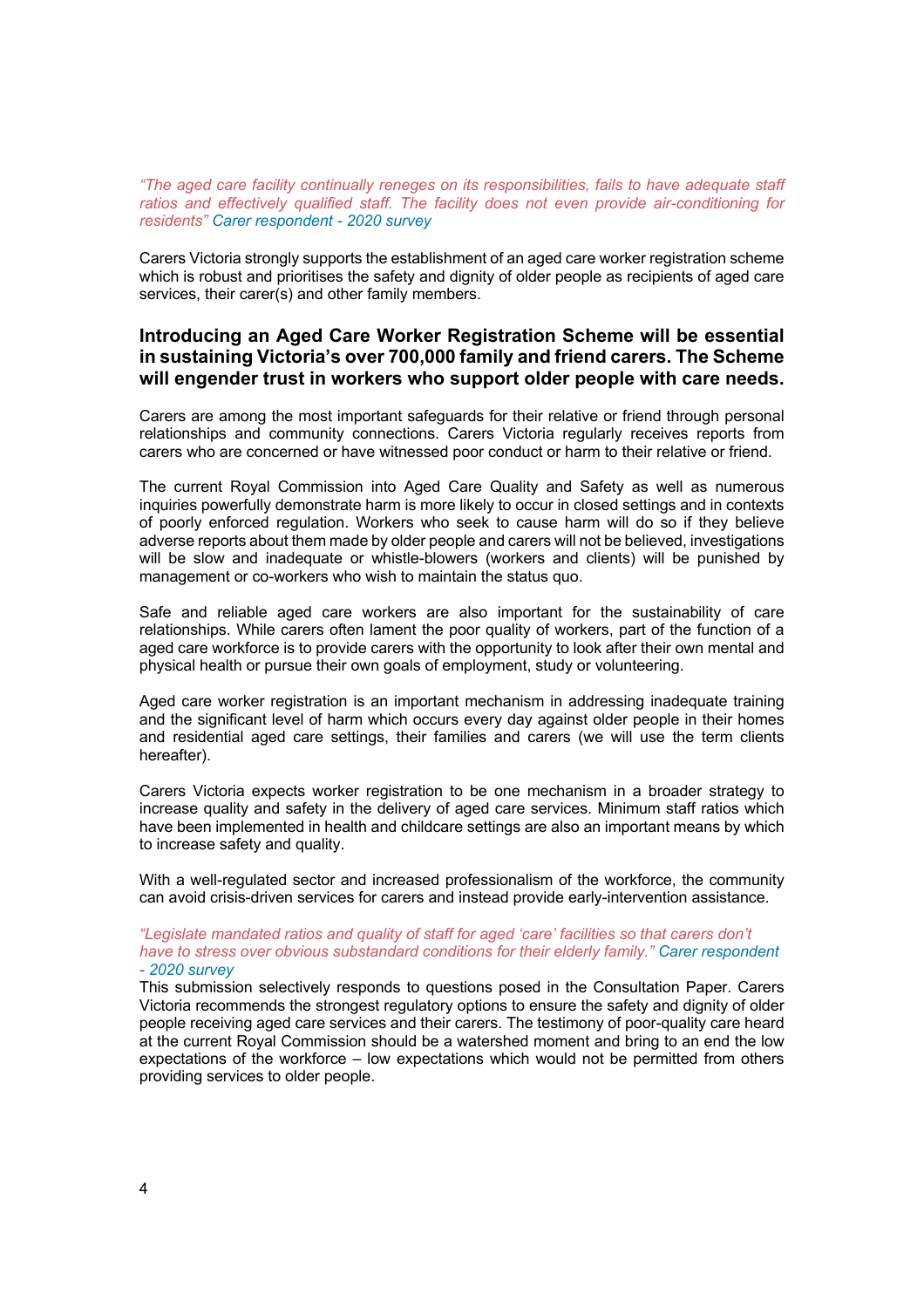*"The aged care facility continually reneges on its responsibilities, fails to have adequate staff ratios and effectively qualified staff. The facility does not even provide air-conditioning for residents" Carer respondent - 2020 survey*

Carers Victoria strongly supports the establishment of an aged care worker registration scheme which is robust and prioritises the safety and dignity of older people as recipients of aged care services, their carer(s) and other family members.

## Introducing an Aged Care Worker Registration Scheme will be essential in sustaining Victoria's over 700,000 family and friend carers. The Scheme will engender trust in workers who support older people with care needs.

Carers are among the most important safeguards for their relative or friend through personal relationships and community connections. Carers Victoria regularly receives reports from carers who are concerned or have witnessed poor conduct or harm to their relative or friend.

The current Royal Commission into Aged Care Quality and Safety as well as numerous inquiries powerfully demonstrate harm is more likely to occur in closed settings and in contexts of poorly enforced regulation. Workers who seek to cause harm will do so if they believe adverse reports about them made by older people and carers will not be believed, investigations will be slow and inadequate or whistle-blowers (workers and clients) will be punished by management or co-workers who wish to maintain the status quo.

Safe and reliable aged care workers are also important for the sustainability of care relationships. While carers often lament the poor quality of workers, part of the function of a aged care workforce is to provide carers with the opportunity to look after their own mental and physical health or pursue their own goals of employment, study or volunteering.

Aged care worker registration is an important mechanism in addressing inadequate training and the significant level of harm which occurs every day against older people in their homes and residential aged care settings, their families and carers (we will use the term clients hereafter).

Carers Victoria expects worker registration to be one mechanism in a broader strategy to increase quality and safety in the delivery of aged care services. Minimum staff ratios which have been implemented in health and childcare settings are also an important means by which to increase safety and quality.

With a well-regulated sector and increased professionalism of the workforce, the community can avoid crisis-driven services for carers and instead provide early-intervention assistance.

*"Legislate mandated ratios and quality of staff for aged 'care' facilities so that carers don't have to stress over obvious substandard conditions for their elderly family." Carer respondent - 2020 survey*

This submission selectively responds to questions posed in the Consultation Paper. Carers Victoria recommends the strongest regulatory options to ensure the safety and dignity of older people receiving aged care services and their carers. The testimony of poor-quality care heard at the current Royal Commission should be a watershed moment and bring to an end the low expectations of the workforce – low expectations which would not be permitted from others providing services to older people.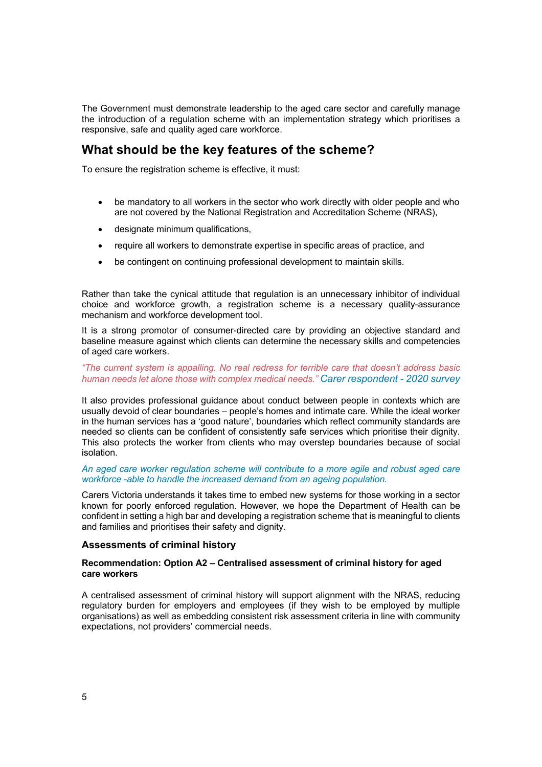The Government must demonstrate leadership to the aged care sector and carefully manage the introduction of a regulation scheme with an implementation strategy which prioritises a responsive, safe and quality aged care workforce.

## What should be the key features of the scheme?

To ensure the registration scheme is effective, it must:

- be mandatory to all workers in the sector who work directly with older people and who are not covered by the National Registration and Accreditation Scheme (NRAS),
- designate minimum qualifications,
- require all workers to demonstrate expertise in specific areas of practice, and
- be contingent on continuing professional development to maintain skills.

Rather than take the cynical attitude that regulation is an unnecessary inhibitor of individual choice and workforce growth, a registration scheme is a necessary quality-assurance mechanism and workforce development tool.

It is a strong promotor of consumer-directed care by providing an objective standard and baseline measure against which clients can determine the necessary skills and competencies of aged care workers.

*"The current system is appalling. No real redress for terrible care that doesn't address basic human needs let alone those with complex medical needs."* Carer respondent - 2020 survey

It also provides professional guidance about conduct between people in contexts which are usually devoid of clear boundaries – people's homes and intimate care. While the ideal worker in the human services has a 'good nature', boundaries which reflect community standards are needed so clients can be confident of consistently safe services which prioritise their dignity. This also protects the worker from clients who may overstep boundaries because of social isolation.

*An aged care worker regulation scheme will contribute to a more agile and robust aged care workforce -able to handle the increased demand from an ageing population.*

Carers Victoria understands it takes time to embed new systems for those working in a sector known for poorly enforced regulation. However, we hope the Department of Health can be confident in setting a high bar and developing a registration scheme that is meaningful to clients and families and prioritises their safety and dignity.

### Assessments of criminal history

**Recommendation: Option A2 – Centralised assessment of criminal history for aged care workers**

A centralised assessment of criminal history will support alignment with the NRAS, reducing regulatory burden for employers and employees (if they wish to be employed by multiple organisations) as well as embedding consistent risk assessment criteria in line with community expectations, not providers' commercial needs.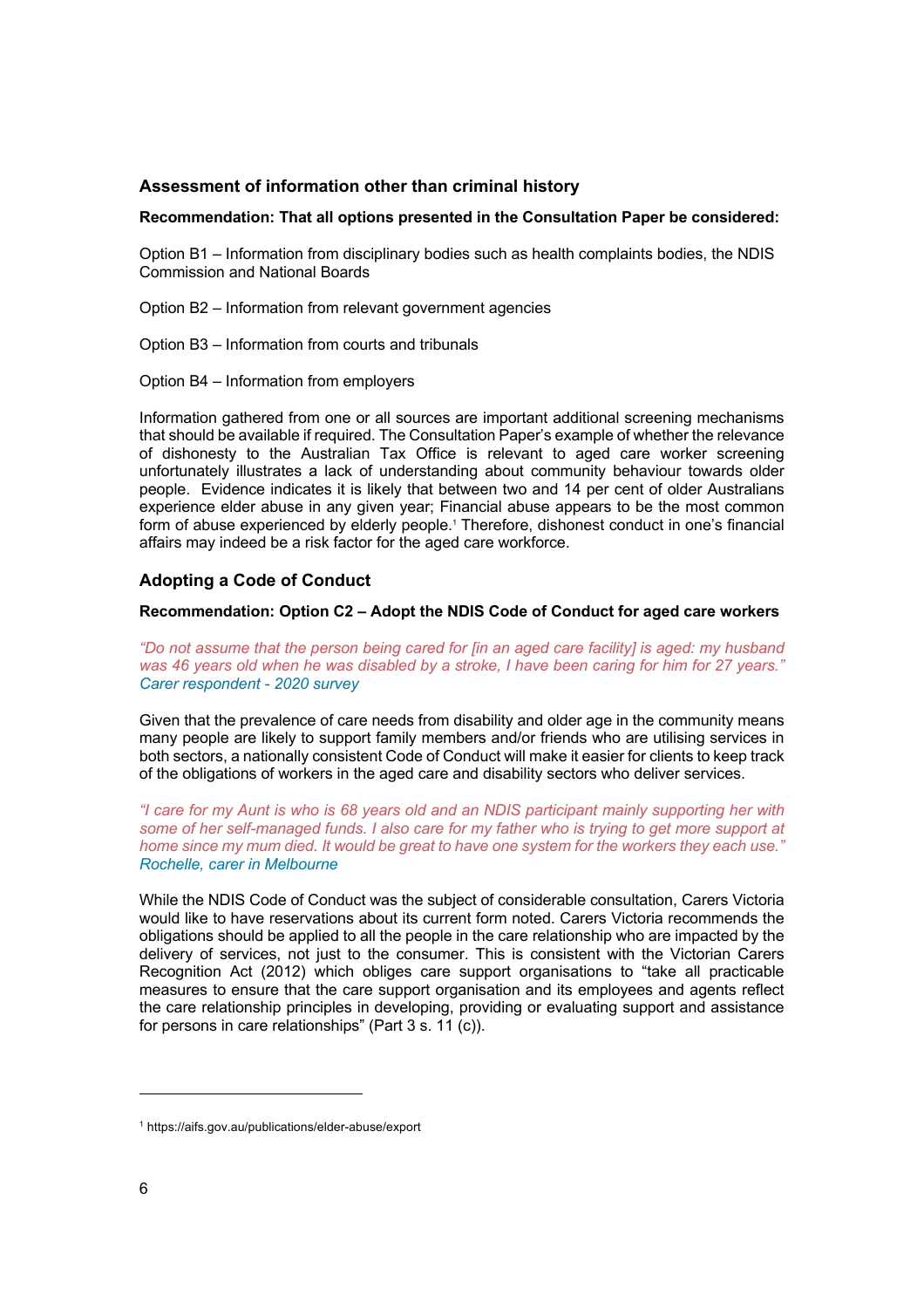## Assessment of information other than criminal history

**Recommendation: That all options presented in the Consultation Paper be considered:**

Option B1 – Information from disciplinary bodies such as health complaints bodies, the NDIS Commission and National Boards

Option B2 – Information from relevant government agencies

Option B3 – Information from courts and tribunals

Option B4 – Information from employers

Information gathered from one or all sources are important additional screening mechanisms that should be available if required. The Consultation Paper's example of whether the relevance of dishonesty to the Australian Tax Office is relevant to aged care worker screening unfortunately illustrates a lack of understanding about community behaviour towards older people. Evidence indicates it is likely that between two and 14 per cent of older Australians experience elder abuse in any given year; Financial abuse appears to be the most common form of abuse experienced by elderly people.[1] Therefore, dishonest conduct in one's financial affairs may indeed be a risk factor for the aged care workforce.

## Adopting a Code of Conduct

**Recommendation: Option C2 – Adopt the NDIS Code of Conduct for aged care workers**

*"Do not assume that the person being cared for [in an aged care facility] is aged: my husband was 46 years old when he was disabled by a stroke, I have been caring for him for 27 years."*
*Carer respondent - 2020 survey*

Given that the prevalence of care needs from disability and older age in the community means many people are likely to support family members and/or friends who are utilising services in both sectors, a nationally consistent Code of Conduct will make it easier for clients to keep track of the obligations of workers in the aged care and disability sectors who deliver services.

*"I care for my Aunt is who is 68 years old and an NDIS participant mainly supporting her with some of her self-managed funds. I also care for my father who is trying to get more support at home since my mum died. It would be great to have one system for the workers they each use."*
*Rochelle, carer in Melbourne*

While the NDIS Code of Conduct was the subject of considerable consultation, Carers Victoria would like to have reservations about its current form noted. Carers Victoria recommends the obligations should be applied to all the people in the care relationship who are impacted by the delivery of services, not just to the consumer. This is consistent with the Victorian Carers Recognition Act (2012) which obliges care support organisations to "take all practicable measures to ensure that the care support organisation and its employees and agents reflect the care relationship principles in developing, providing or evaluating support and assistance for persons in care relationships" (Part 3 s. 11 (c)).

---

[1] https://aifs.gov.au/publications/elder-abuse/export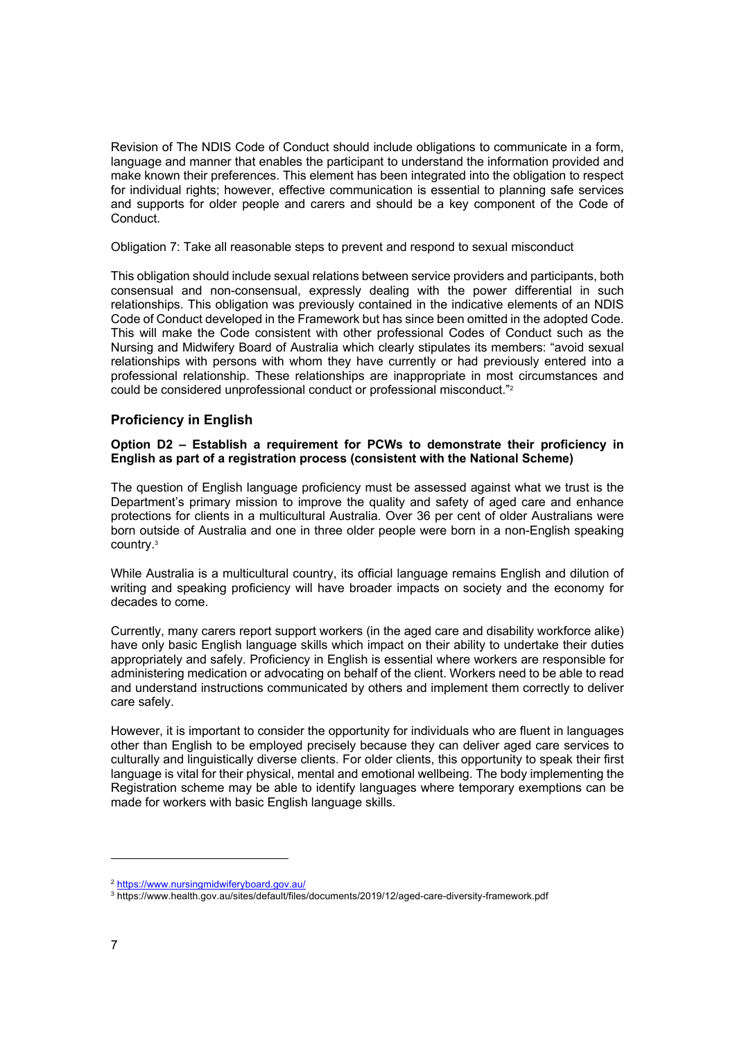Revision of The NDIS Code of Conduct should include obligations to communicate in a form, language and manner that enables the participant to understand the information provided and make known their preferences. This element has been integrated into the obligation to respect for individual rights; however, effective communication is essential to planning safe services and supports for older people and carers and should be a key component of the Code of Conduct.

Obligation 7: Take all reasonable steps to prevent and respond to sexual misconduct

This obligation should include sexual relations between service providers and participants, both consensual and non-consensual, expressly dealing with the power differential in such relationships. This obligation was previously contained in the indicative elements of an NDIS Code of Conduct developed in the Framework but has since been omitted in the adopted Code. This will make the Code consistent with other professional Codes of Conduct such as the Nursing and Midwifery Board of Australia which clearly stipulates its members: "avoid sexual relationships with persons with whom they have currently or had previously entered into a professional relationship. These relationships are inappropriate in most circumstances and could be considered unprofessional conduct or professional misconduct."[2]

## Proficiency in English

**Option D2 – Establish a requirement for PCWs to demonstrate their proficiency in English as part of a registration process (consistent with the National Scheme)**

The question of English language proficiency must be assessed against what we trust is the Department's primary mission to improve the quality and safety of aged care and enhance protections for clients in a multicultural Australia. Over 36 per cent of older Australians were born outside of Australia and one in three older people were born in a non-English speaking country.[3]

While Australia is a multicultural country, its official language remains English and dilution of writing and speaking proficiency will have broader impacts on society and the economy for decades to come.

Currently, many carers report support workers (in the aged care and disability workforce alike) have only basic English language skills which impact on their ability to undertake their duties appropriately and safely. Proficiency in English is essential where workers are responsible for administering medication or advocating on behalf of the client. Workers need to be able to read and understand instructions communicated by others and implement them correctly to deliver care safely.

However, it is important to consider the opportunity for individuals who are fluent in languages other than English to be employed precisely because they can deliver aged care services to culturally and linguistically diverse clients. For older clients, this opportunity to speak their first language is vital for their physical, mental and emotional wellbeing. The body implementing the Registration scheme may be able to identify languages where temporary exemptions can be made for workers with basic English language skills.

---

[2] https://www.nursingmidwiferyboard.gov.au/

[3] https://www.health.gov.au/sites/default/files/documents/2019/12/aged-care-diversity-framework.pdf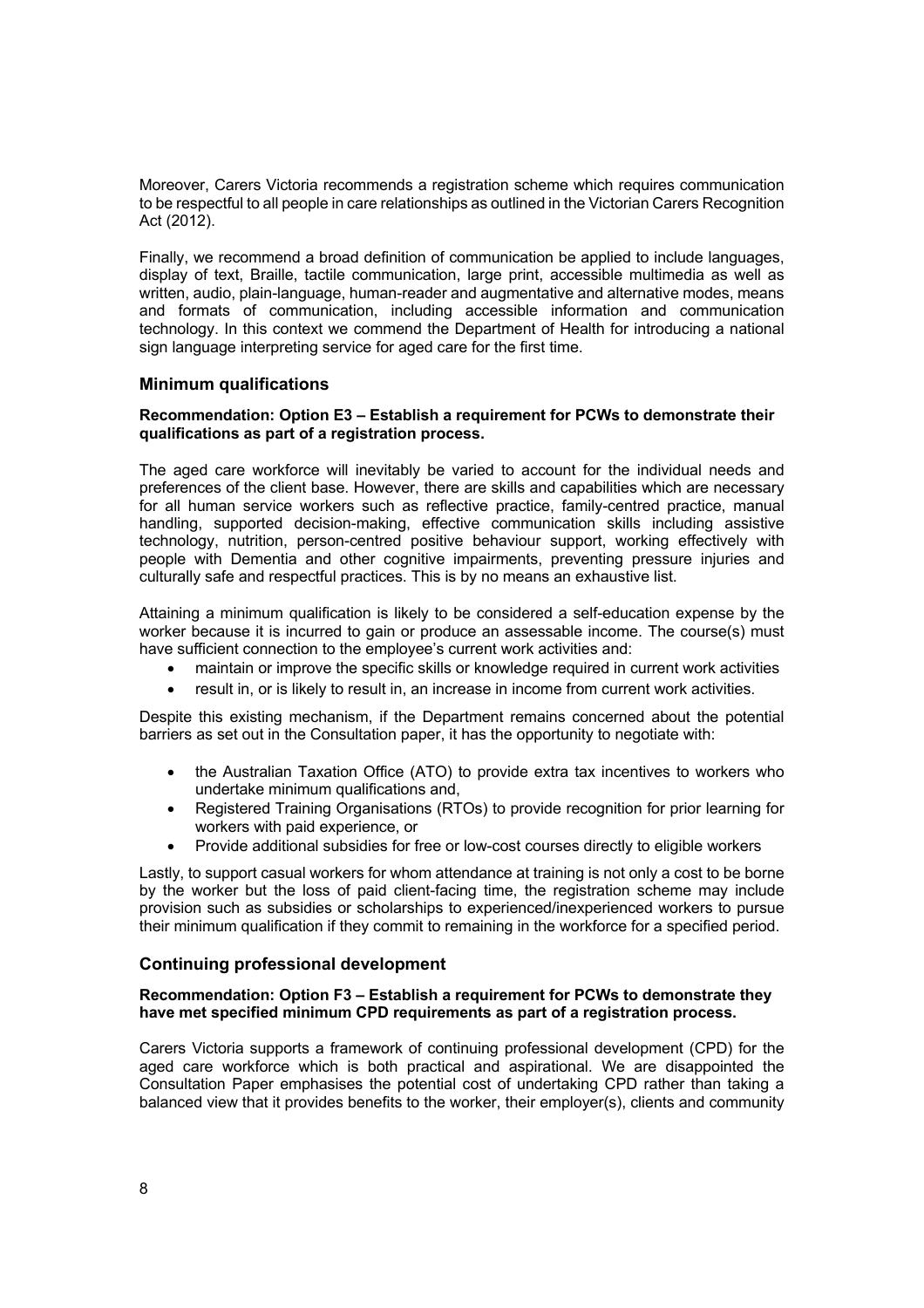Moreover, Carers Victoria recommends a registration scheme which requires communication to be respectful to all people in care relationships as outlined in the Victorian Carers Recognition Act (2012).

Finally, we recommend a broad definition of communication be applied to include languages, display of text, Braille, tactile communication, large print, accessible multimedia as well as written, audio, plain-language, human-reader and augmentative and alternative modes, means and formats of communication, including accessible information and communication technology. In this context we commend the Department of Health for introducing a national sign language interpreting service for aged care for the first time.

### Minimum qualifications

**Recommendation: Option E3 – Establish a requirement for PCWs to demonstrate their qualifications as part of a registration process.**

The aged care workforce will inevitably be varied to account for the individual needs and preferences of the client base. However, there are skills and capabilities which are necessary for all human service workers such as reflective practice, family-centred practice, manual handling, supported decision-making, effective communication skills including assistive technology, nutrition, person-centred positive behaviour support, working effectively with people with Dementia and other cognitive impairments, preventing pressure injuries and culturally safe and respectful practices. This is by no means an exhaustive list.

Attaining a minimum qualification is likely to be considered a self-education expense by the worker because it is incurred to gain or produce an assessable income. The course(s) must have sufficient connection to the employee's current work activities and:

- maintain or improve the specific skills or knowledge required in current work activities
- result in, or is likely to result in, an increase in income from current work activities.

Despite this existing mechanism, if the Department remains concerned about the potential barriers as set out in the Consultation paper, it has the opportunity to negotiate with:

- the Australian Taxation Office (ATO) to provide extra tax incentives to workers who undertake minimum qualifications and,
- Registered Training Organisations (RTOs) to provide recognition for prior learning for workers with paid experience, or
- Provide additional subsidies for free or low-cost courses directly to eligible workers

Lastly, to support casual workers for whom attendance at training is not only a cost to be borne by the worker but the loss of paid client-facing time, the registration scheme may include provision such as subsidies or scholarships to experienced/inexperienced workers to pursue their minimum qualification if they commit to remaining in the workforce for a specified period.

### Continuing professional development

**Recommendation: Option F3 – Establish a requirement for PCWs to demonstrate they have met specified minimum CPD requirements as part of a registration process.**

Carers Victoria supports a framework of continuing professional development (CPD) for the aged care workforce which is both practical and aspirational. We are disappointed the Consultation Paper emphasises the potential cost of undertaking CPD rather than taking a balanced view that it provides benefits to the worker, their employer(s), clients and community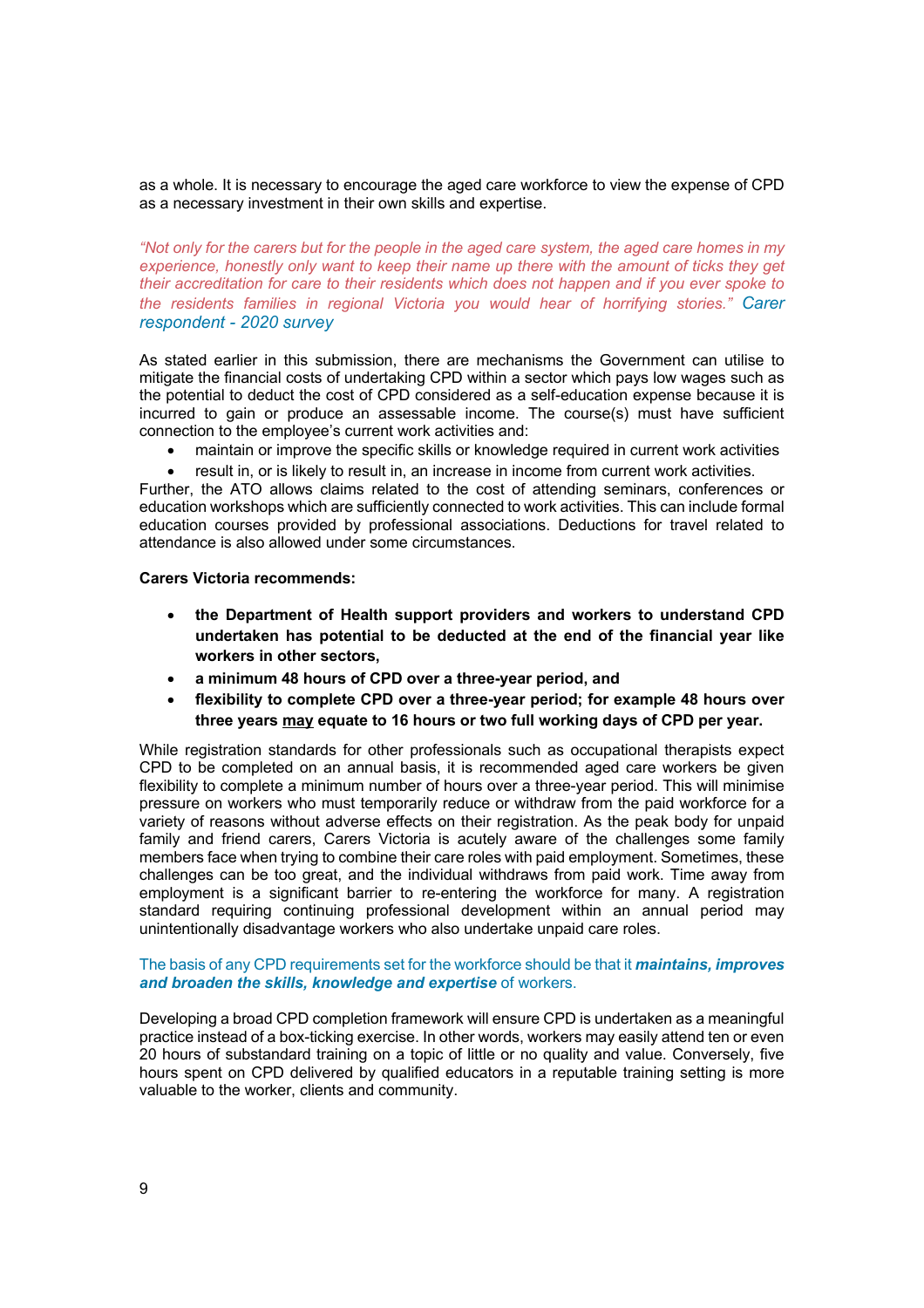as a whole. It is necessary to encourage the aged care workforce to view the expense of CPD as a necessary investment in their own skills and expertise.

*"Not only for the carers but for the people in the aged care system, the aged care homes in my experience, honestly only want to keep their name up there with the amount of ticks they get their accreditation for care to their residents which does not happen and if you ever spoke to the residents families in regional Victoria you would hear of horrifying stories."* Carer respondent - 2020 survey

As stated earlier in this submission, there are mechanisms the Government can utilise to mitigate the financial costs of undertaking CPD within a sector which pays low wages such as the potential to deduct the cost of CPD considered as a self-education expense because it is incurred to gain or produce an assessable income. The course(s) must have sufficient connection to the employee's current work activities and:

- maintain or improve the specific skills or knowledge required in current work activities
- result in, or is likely to result in, an increase in income from current work activities.

Further, the ATO allows claims related to the cost of attending seminars, conferences or education workshops which are sufficiently connected to work activities. This can include formal education courses provided by professional associations. Deductions for travel related to attendance is also allowed under some circumstances.

**Carers Victoria recommends:**

- **the Department of Health support providers and workers to understand CPD undertaken has potential to be deducted at the end of the financial year like workers in other sectors,**
- **a minimum 48 hours of CPD over a three-year period, and**
- **flexibility to complete CPD over a three-year period; for example 48 hours over three years <u>may</u> equate to 16 hours or two full working days of CPD per year.**

While registration standards for other professionals such as occupational therapists expect CPD to be completed on an annual basis, it is recommended aged care workers be given flexibility to complete a minimum number of hours over a three-year period. This will minimise pressure on workers who must temporarily reduce or withdraw from the paid workforce for a variety of reasons without adverse effects on their registration. As the peak body for unpaid family and friend carers, Carers Victoria is acutely aware of the challenges some family members face when trying to combine their care roles with paid employment. Sometimes, these challenges can be too great, and the individual withdraws from paid work. Time away from employment is a significant barrier to re-entering the workforce for many. A registration standard requiring continuing professional development within an annual period may unintentionally disadvantage workers who also undertake unpaid care roles.

The basis of any CPD requirements set for the workforce should be that it ***maintains, improves and broaden the skills, knowledge and expertise*** of workers.

Developing a broad CPD completion framework will ensure CPD is undertaken as a meaningful practice instead of a box-ticking exercise. In other words, workers may easily attend ten or even 20 hours of substandard training on a topic of little or no quality and value. Conversely, five hours spent on CPD delivered by qualified educators in a reputable training setting is more valuable to the worker, clients and community.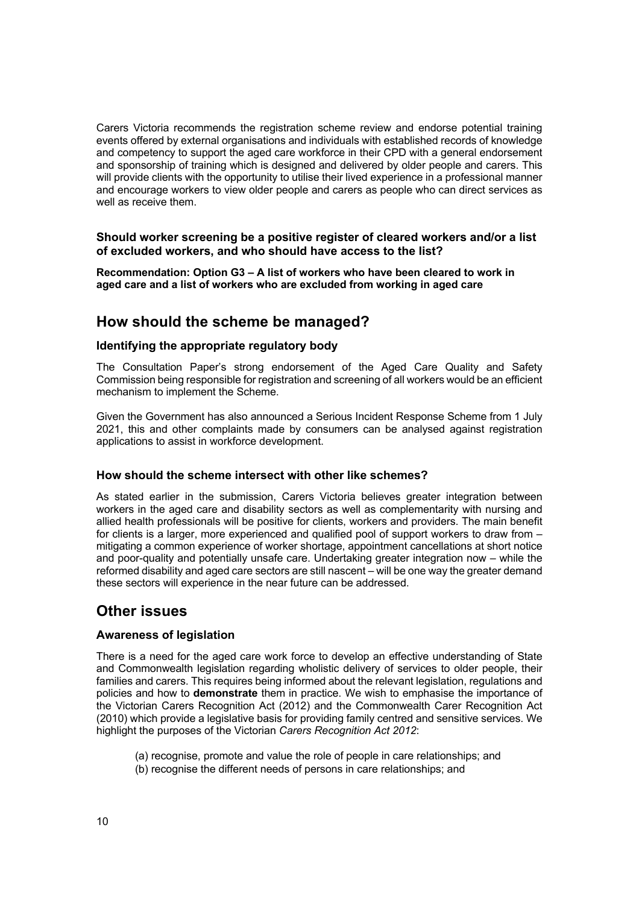Carers Victoria recommends the registration scheme review and endorse potential training events offered by external organisations and individuals with established records of knowledge and competency to support the aged care workforce in their CPD with a general endorsement and sponsorship of training which is designed and delivered by older people and carers. This will provide clients with the opportunity to utilise their lived experience in a professional manner and encourage workers to view older people and carers as people who can direct services as well as receive them.

### Should worker screening be a positive register of cleared workers and/or a list of excluded workers, and who should have access to the list?

**Recommendation: Option G3 – A list of workers who have been cleared to work in aged care and a list of workers who are excluded from working in aged care**

## How should the scheme be managed?

### Identifying the appropriate regulatory body

The Consultation Paper's strong endorsement of the Aged Care Quality and Safety Commission being responsible for registration and screening of all workers would be an efficient mechanism to implement the Scheme.

Given the Government has also announced a Serious Incident Response Scheme from 1 July 2021, this and other complaints made by consumers can be analysed against registration applications to assist in workforce development.

### How should the scheme intersect with other like schemes?

As stated earlier in the submission, Carers Victoria believes greater integration between workers in the aged care and disability sectors as well as complementarity with nursing and allied health professionals will be positive for clients, workers and providers. The main benefit for clients is a larger, more experienced and qualified pool of support workers to draw from – mitigating a common experience of worker shortage, appointment cancellations at short notice and poor-quality and potentially unsafe care. Undertaking greater integration now – while the reformed disability and aged care sectors are still nascent – will be one way the greater demand these sectors will experience in the near future can be addressed.

## Other issues

### Awareness of legislation

There is a need for the aged care work force to develop an effective understanding of State and Commonwealth legislation regarding wholistic delivery of services to older people, their families and carers. This requires being informed about the relevant legislation, regulations and policies and how to **demonstrate** them in practice. We wish to emphasise the importance of the Victorian Carers Recognition Act (2012) and the Commonwealth Carer Recognition Act (2010) which provide a legislative basis for providing family centred and sensitive services. We highlight the purposes of the Victorian *Carers Recognition Act 2012*:

(a) recognise, promote and value the role of people in care relationships; and
(b) recognise the different needs of persons in care relationships; and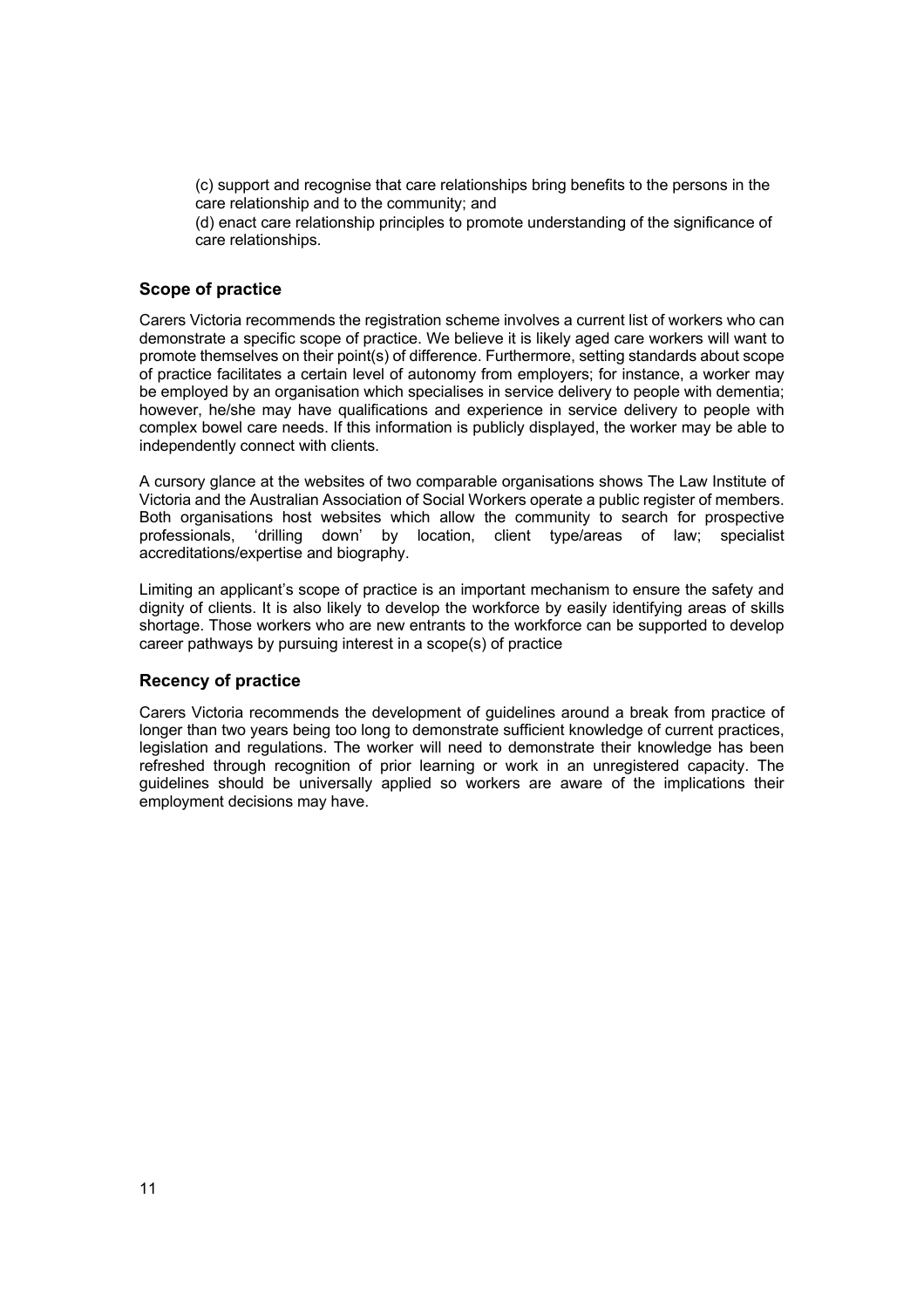(c) support and recognise that care relationships bring benefits to the persons in the care relationship and to the community; and

(d) enact care relationship principles to promote understanding of the significance of care relationships.

### Scope of practice

Carers Victoria recommends the registration scheme involves a current list of workers who can demonstrate a specific scope of practice. We believe it is likely aged care workers will want to promote themselves on their point(s) of difference. Furthermore, setting standards about scope of practice facilitates a certain level of autonomy from employers; for instance, a worker may be employed by an organisation which specialises in service delivery to people with dementia; however, he/she may have qualifications and experience in service delivery to people with complex bowel care needs. If this information is publicly displayed, the worker may be able to independently connect with clients.

A cursory glance at the websites of two comparable organisations shows The Law Institute of Victoria and the Australian Association of Social Workers operate a public register of members. Both organisations host websites which allow the community to search for prospective professionals, 'drilling down' by location, client type/areas of law; specialist accreditations/expertise and biography.

Limiting an applicant's scope of practice is an important mechanism to ensure the safety and dignity of clients. It is also likely to develop the workforce by easily identifying areas of skills shortage. Those workers who are new entrants to the workforce can be supported to develop career pathways by pursuing interest in a scope(s) of practice

### Recency of practice

Carers Victoria recommends the development of guidelines around a break from practice of longer than two years being too long to demonstrate sufficient knowledge of current practices, legislation and regulations. The worker will need to demonstrate their knowledge has been refreshed through recognition of prior learning or work in an unregistered capacity. The guidelines should be universally applied so workers are aware of the implications their employment decisions may have.